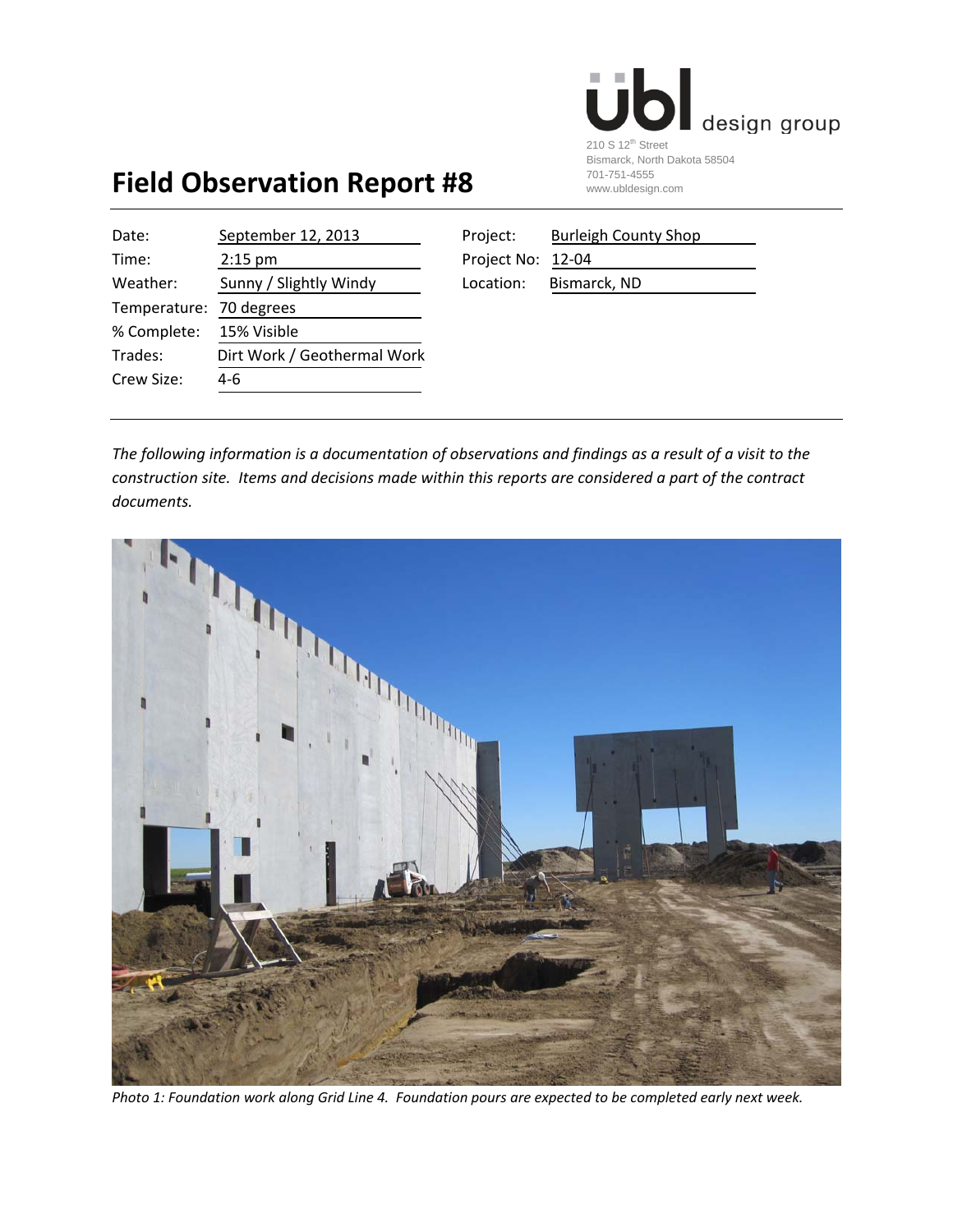ubl design group
210 S 12th Street
Bismarck, North Dakota 58504
701-751-4555
www.ubldesign.com

# Field Observation Report #8

| | | | |
|---|---|---|---|
| Date: | September 12, 2013 | Project: | Burleigh County Shop |
| Time: | 2:15 pm | Project No: | 12-04 |
| Weather: | Sunny / Slightly Windy | Location: | Bismarck, ND |
| Temperature: | 70 degrees | | |
| % Complete: | 15% Visible | | |
| Trades: | Dirt Work / Geothermal Work | | |
| Crew Size: | 4-6 | | |

*The following information is a documentation of observations and findings as a result of a visit to the construction site. Items and decisions made within this reports are considered a part of the contract documents.*

*Photo 1: Foundation work along Grid Line 4. Foundation pours are expected to be completed early next week.*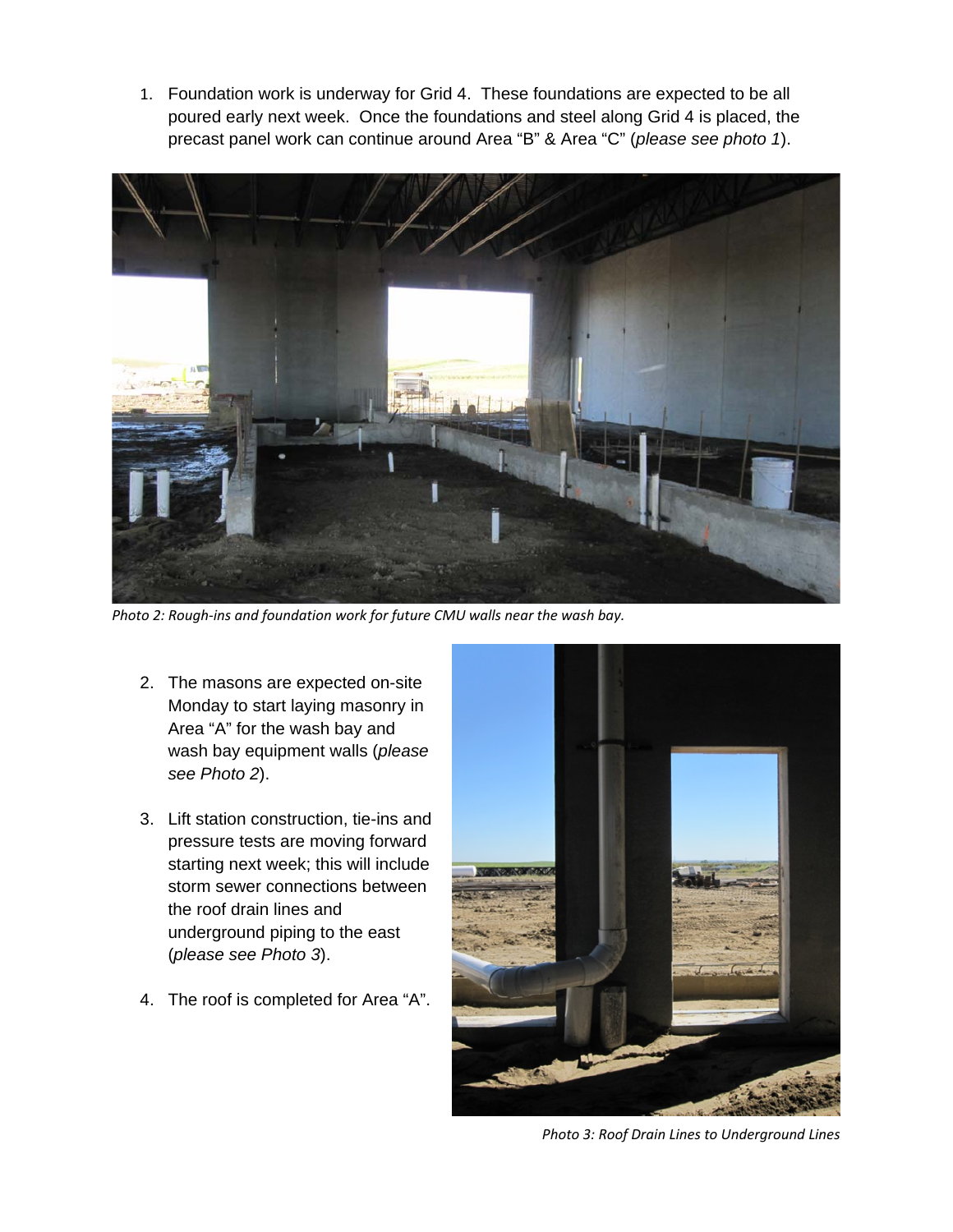1. Foundation work is underway for Grid 4. These foundations are expected to be all poured early next week. Once the foundations and steel along Grid 4 is placed, the precast panel work can continue around Area "B" & Area "C" (*please see photo 1*).

*Photo 2: Rough-ins and foundation work for future CMU walls near the wash bay.*

2. The masons are expected on-site Monday to start laying masonry in Area "A" for the wash bay and wash bay equipment walls (*please see Photo 2*).

3. Lift station construction, tie-ins and pressure tests are moving forward starting next week; this will include storm sewer connections between the roof drain lines and underground piping to the east (*please see Photo 3*).

4. The roof is completed for Area "A".

*Photo 3: Roof Drain Lines to Underground Lines*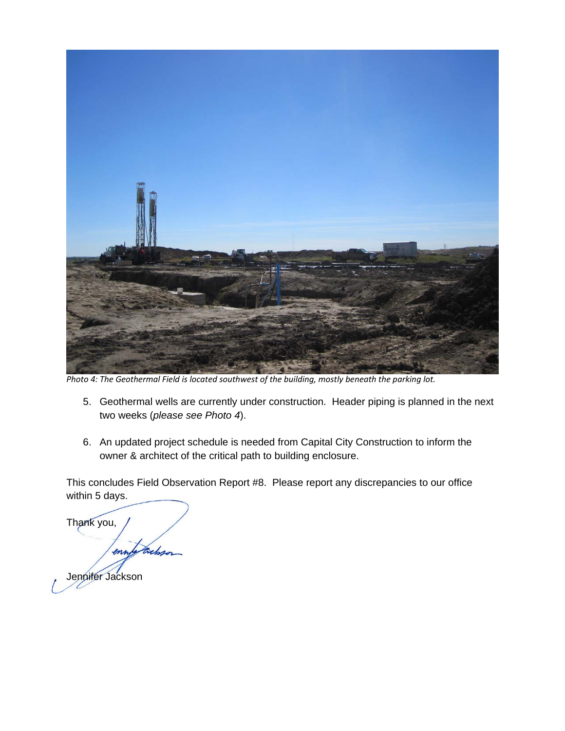*Photo 4: The Geothermal Field is located southwest of the building, mostly beneath the parking lot.*

5. Geothermal wells are currently under construction. Header piping is planned in the next two weeks (*please see Photo 4*).

6. An updated project schedule is needed from Capital City Construction to inform the owner & architect of the critical path to building enclosure.

This concludes Field Observation Report #8. Please report any discrepancies to our office within 5 days.

Thank you,

Jennifer Jackson